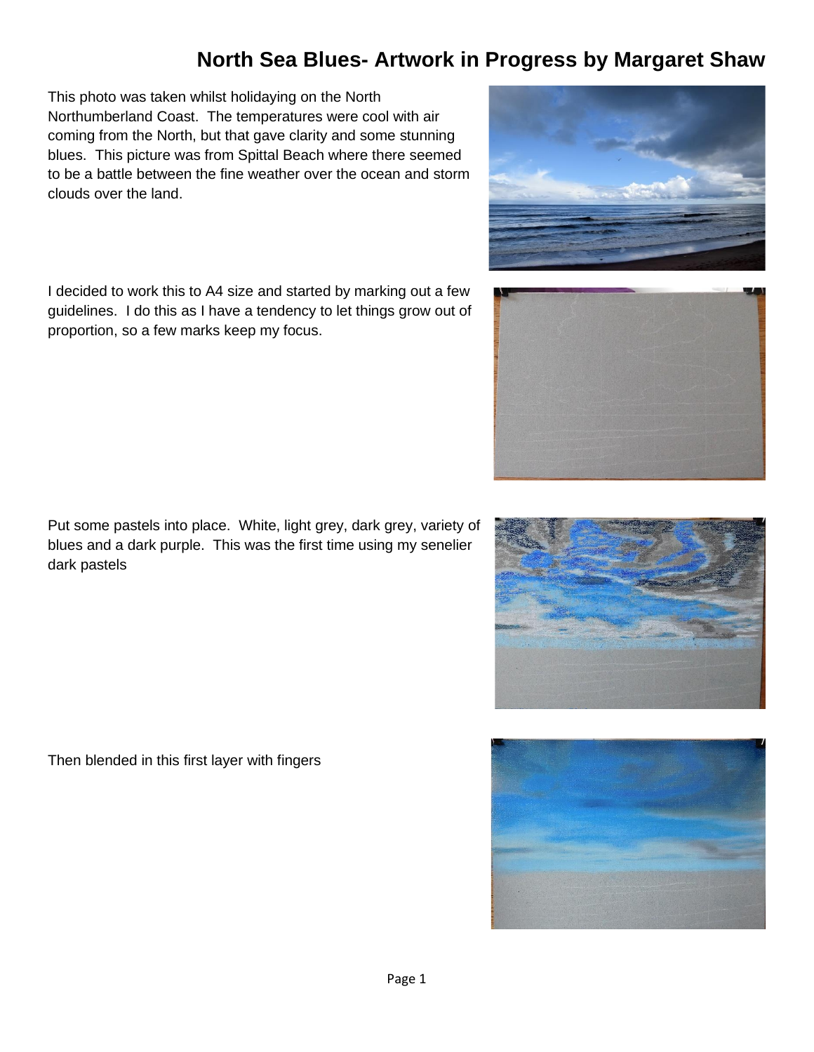# North Sea Blues- Artwork in Progress by Margaret Shaw

This photo was taken whilst holidaying on the North Northumberland Coast. The temperatures were cool with air coming from the North, but that gave clarity and some stunning blues. This picture was from Spittal Beach where there seemed to be a battle between the fine weather over the ocean and storm clouds over the land.

I decided to work this to A4 size and started by marking out a few guidelines. I do this as I have a tendency to let things grow out of proportion, so a few marks keep my focus.

Put some pastels into place. White, light grey, dark grey, variety of blues and a dark purple. This was the first time using my senelier dark pastels

Then blended in this first layer with fingers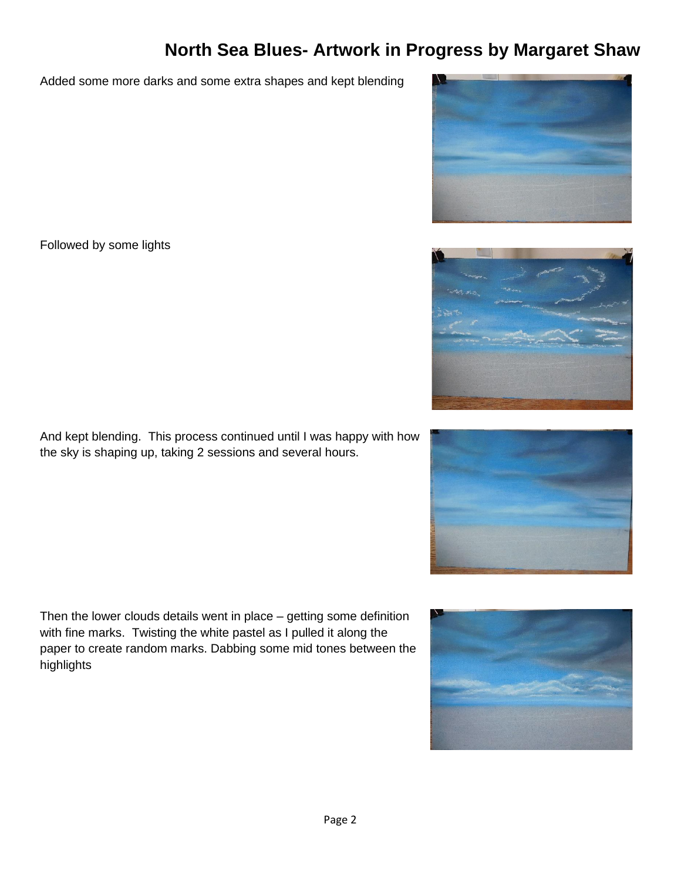# North Sea Blues- Artwork in Progress by Margaret Shaw

Added some more darks and some extra shapes and kept blending

Followed by some lights

And kept blending.  This process continued until I was happy with how the sky is shaping up, taking 2 sessions and several hours.

Then the lower clouds details went in place – getting some definition with fine marks.  Twisting the white pastel as I pulled it along the paper to create random marks. Dabbing some mid tones between the highlights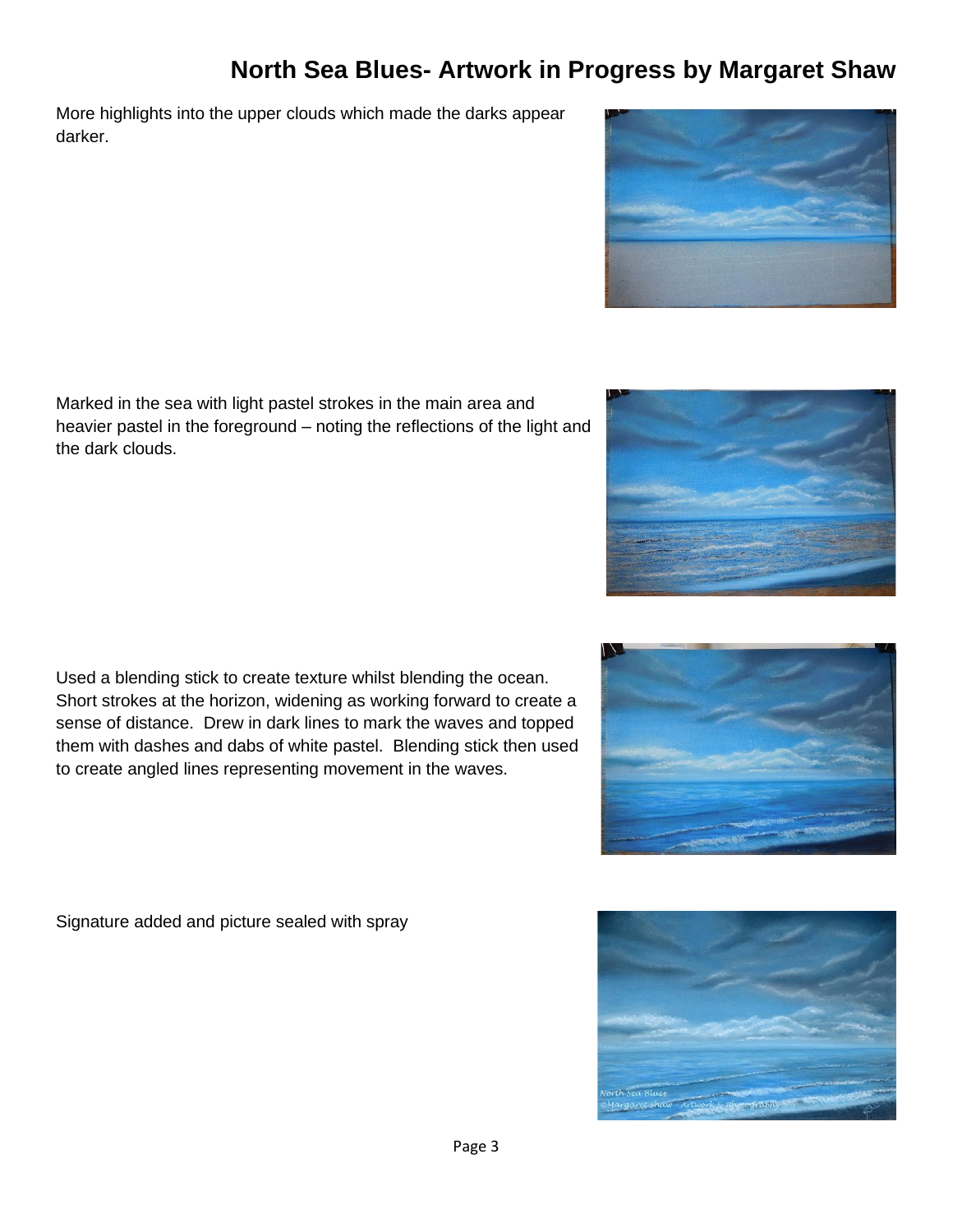# North Sea Blues- Artwork in Progress by Margaret Shaw

More highlights into the upper clouds which made the darks appear darker.

Marked in the sea with light pastel strokes in the main area and heavier pastel in the foreground – noting the reflections of the light and the dark clouds.

Used a blending stick to create texture whilst blending the ocean. Short strokes at the horizon, widening as working forward to create a sense of distance. Drew in dark lines to mark the waves and topped them with dashes and dabs of white pastel. Blending stick then used to create angled lines representing movement in the waves.

Signature added and picture sealed with spray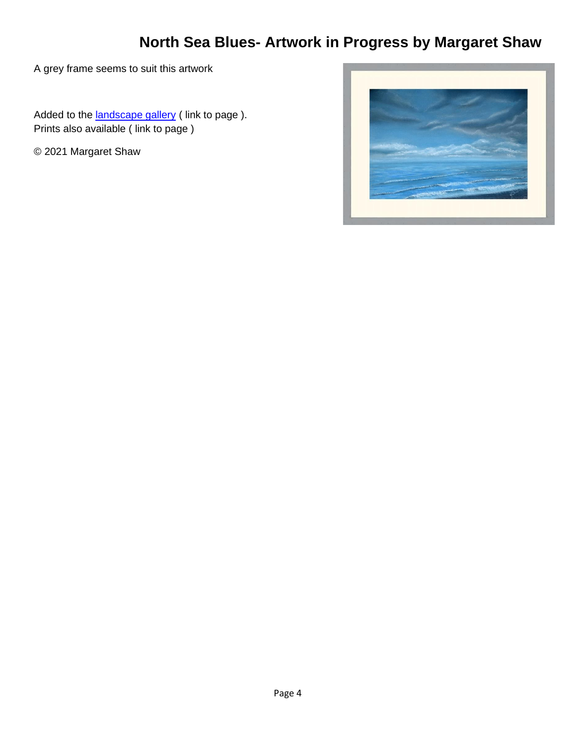# North Sea Blues- Artwork in Progress by Margaret Shaw

A grey frame seems to suit this artwork

Added to the landscape gallery ( link to page ).
Prints also available ( link to page )

© 2021 Margaret Shaw